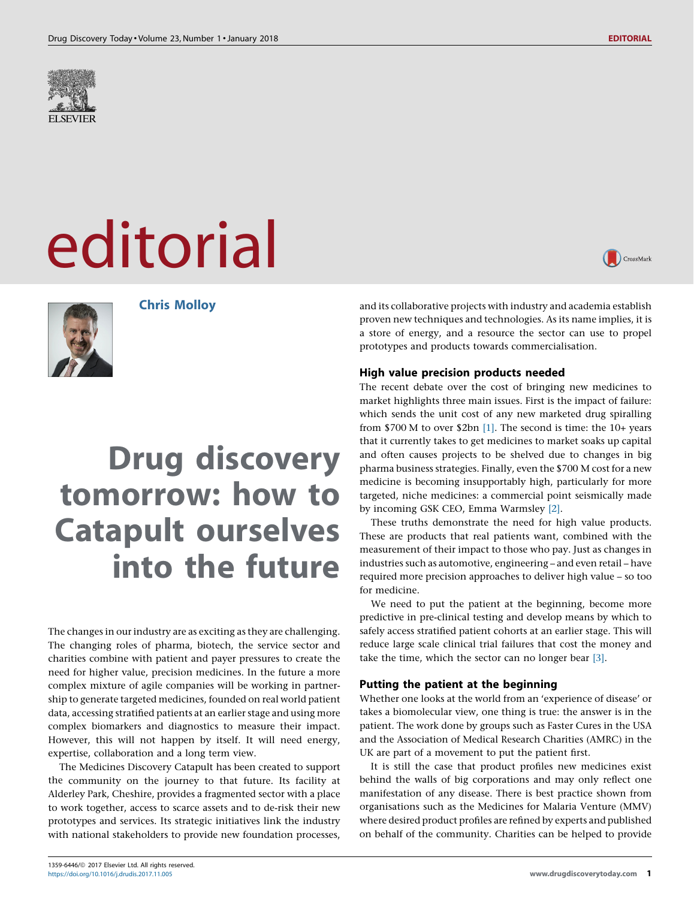# editorial

**Chris Molloy**

# Drug discovery tomorrow: how to Catapult ourselves into the future

The changes in our industry are as exciting as they are challenging. The changing roles of pharma, biotech, the service sector and charities combine with patient and payer pressures to create the need for higher value, precision medicines. In the future a more complex mixture of agile companies will be working in partnership to generate targeted medicines, founded on real world patient data, accessing stratified patients at an earlier stage and using more complex biomarkers and diagnostics to measure their impact. However, this will not happen by itself. It will need energy, expertise, collaboration and a long term view.

The Medicines Discovery Catapult has been created to support the community on the journey to that future. Its facility at Alderley Park, Cheshire, provides a fragmented sector with a place to work together, access to scarce assets and to de-risk their new prototypes and services. Its strategic initiatives link the industry with national stakeholders to provide new foundation processes, and its collaborative projects with industry and academia establish proven new techniques and technologies. As its name implies, it is a store of energy, and a resource the sector can use to propel prototypes and products towards commercialisation.

## High value precision products needed

The recent debate over the cost of bringing new medicines to market highlights three main issues. First is the impact of failure: which sends the unit cost of any new marketed drug spiralling from $700 M to over $2bn [1]. The second is time: the 10+ years that it currently takes to get medicines to market soaks up capital and often causes projects to be shelved due to changes in big pharma business strategies. Finally, even the $700 M cost for a new medicine is becoming insupportably high, particularly for more targeted, niche medicines: a commercial point seismically made by incoming GSK CEO, Emma Warmsley [2].

These truths demonstrate the need for high value products. These are products that real patients want, combined with the measurement of their impact to those who pay. Just as changes in industries such as automotive, engineering – and even retail – have required more precision approaches to deliver high value – so too for medicine.

We need to put the patient at the beginning, become more predictive in pre-clinical testing and develop means by which to safely access stratified patient cohorts at an earlier stage. This will reduce large scale clinical trial failures that cost the money and take the time, which the sector can no longer bear [3].

## Putting the patient at the beginning

Whether one looks at the world from an 'experience of disease' or takes a biomolecular view, one thing is true: the answer is in the patient. The work done by groups such as Faster Cures in the USA and the Association of Medical Research Charities (AMRC) in the UK are part of a movement to put the patient first.

It is still the case that product profiles new medicines exist behind the walls of big corporations and may only reflect one manifestation of any disease. There is best practice shown from organisations such as the Medicines for Malaria Venture (MMV) where desired product profiles are refined by experts and published on behalf of the community. Charities can be helped to provide

1359-6446/© 2017 Elsevier Ltd. All rights reserved.
https://doi.org/10.1016/j.drudis.2017.11.005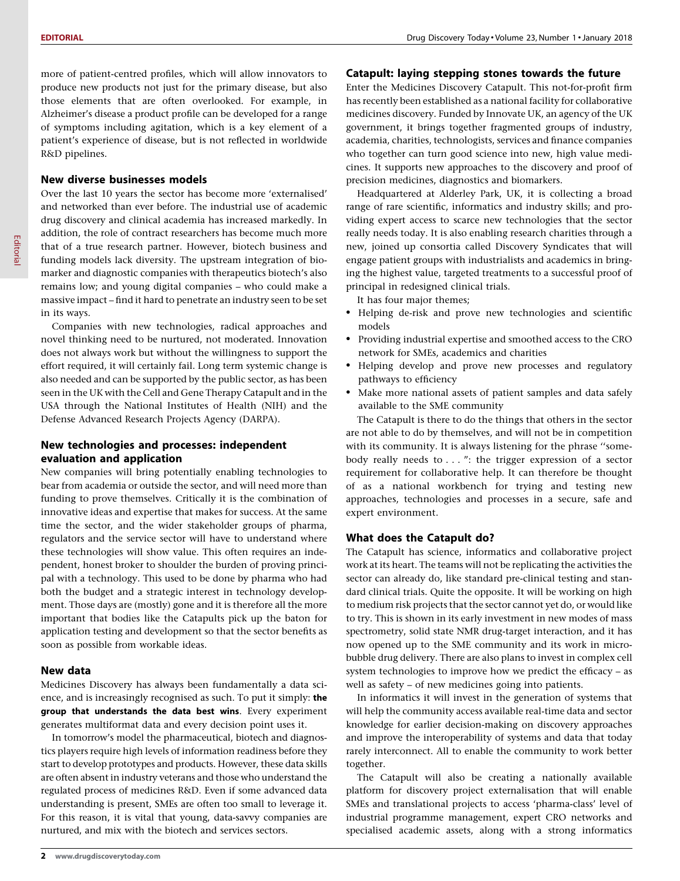more of patient-centred profiles, which will allow innovators to produce new products not just for the primary disease, but also those elements that are often overlooked. For example, in Alzheimer's disease a product profile can be developed for a range of symptoms including agitation, which is a key element of a patient's experience of disease, but is not reflected in worldwide R&D pipelines.

## New diverse businesses models

Over the last 10 years the sector has become more 'externalised' and networked than ever before. The industrial use of academic drug discovery and clinical academia has increased markedly. In addition, the role of contract researchers has become much more that of a true research partner. However, biotech business and funding models lack diversity. The upstream integration of biomarker and diagnostic companies with therapeutics biotech's also remains low; and young digital companies – who could make a massive impact – find it hard to penetrate an industry seen to be set in its ways.

Companies with new technologies, radical approaches and novel thinking need to be nurtured, not moderated. Innovation does not always work but without the willingness to support the effort required, it will certainly fail. Long term systemic change is also needed and can be supported by the public sector, as has been seen in the UK with the Cell and Gene Therapy Catapult and in the USA through the National Institutes of Health (NIH) and the Defense Advanced Research Projects Agency (DARPA).

## New technologies and processes: independent evaluation and application

New companies will bring potentially enabling technologies to bear from academia or outside the sector, and will need more than funding to prove themselves. Critically it is the combination of innovative ideas and expertise that makes for success. At the same time the sector, and the wider stakeholder groups of pharma, regulators and the service sector will have to understand where these technologies will show value. This often requires an independent, honest broker to shoulder the burden of proving principal with a technology. This used to be done by pharma who had both the budget and a strategic interest in technology development. Those days are (mostly) gone and it is therefore all the more important that bodies like the Catapults pick up the baton for application testing and development so that the sector benefits as soon as possible from workable ideas.

## New data

Medicines Discovery has always been fundamentally a data science, and is increasingly recognised as such. To put it simply: **the group that understands the data best wins**. Every experiment generates multiformat data and every decision point uses it.

In tomorrow's model the pharmaceutical, biotech and diagnostics players require high levels of information readiness before they start to develop prototypes and products. However, these data skills are often absent in industry veterans and those who understand the regulated process of medicines R&D. Even if some advanced data understanding is present, SMEs are often too small to leverage it. For this reason, it is vital that young, data-savvy companies are nurtured, and mix with the biotech and services sectors.

## Catapult: laying stepping stones towards the future

Enter the Medicines Discovery Catapult. This not-for-profit firm has recently been established as a national facility for collaborative medicines discovery. Funded by Innovate UK, an agency of the UK government, it brings together fragmented groups of industry, academia, charities, technologists, services and finance companies who together can turn good science into new, high value medicines. It supports new approaches to the discovery and proof of precision medicines, diagnostics and biomarkers.

Headquartered at Alderley Park, UK, it is collecting a broad range of rare scientific, informatics and industry skills; and providing expert access to scarce new technologies that the sector really needs today. It is also enabling research charities through a new, joined up consortia called Discovery Syndicates that will engage patient groups with industrialists and academics in bringing the highest value, targeted treatments to a successful proof of principal in redesigned clinical trials.

It has four major themes;

- Helping de-risk and prove new technologies and scientific models
- Providing industrial expertise and smoothed access to the CRO network for SMEs, academics and charities
- Helping develop and prove new processes and regulatory pathways to efficiency
- Make more national assets of patient samples and data safely available to the SME community

The Catapult is there to do the things that others in the sector are not able to do by themselves, and will not be in competition with its community. It is always listening for the phrase ''somebody really needs to . . . '': the trigger expression of a sector requirement for collaborative help. It can therefore be thought of as a national workbench for trying and testing new approaches, technologies and processes in a secure, safe and expert environment.

## What does the Catapult do?

The Catapult has science, informatics and collaborative project work at its heart. The teams will not be replicating the activities the sector can already do, like standard pre-clinical testing and standard clinical trials. Quite the opposite. It will be working on high to medium risk projects that the sector cannot yet do, or would like to try. This is shown in its early investment in new modes of mass spectrometry, solid state NMR drug-target interaction, and it has now opened up to the SME community and its work in microbubble drug delivery. There are also plans to invest in complex cell system technologies to improve how we predict the efficacy – as well as safety – of new medicines going into patients.

In informatics it will invest in the generation of systems that will help the community access available real-time data and sector knowledge for earlier decision-making on discovery approaches and improve the interoperability of systems and data that today rarely interconnect. All to enable the community to work better together.

The Catapult will also be creating a nationally available platform for discovery project externalisation that will enable SMEs and translational projects to access 'pharma-class' level of industrial programme management, expert CRO networks and specialised academic assets, along with a strong informatics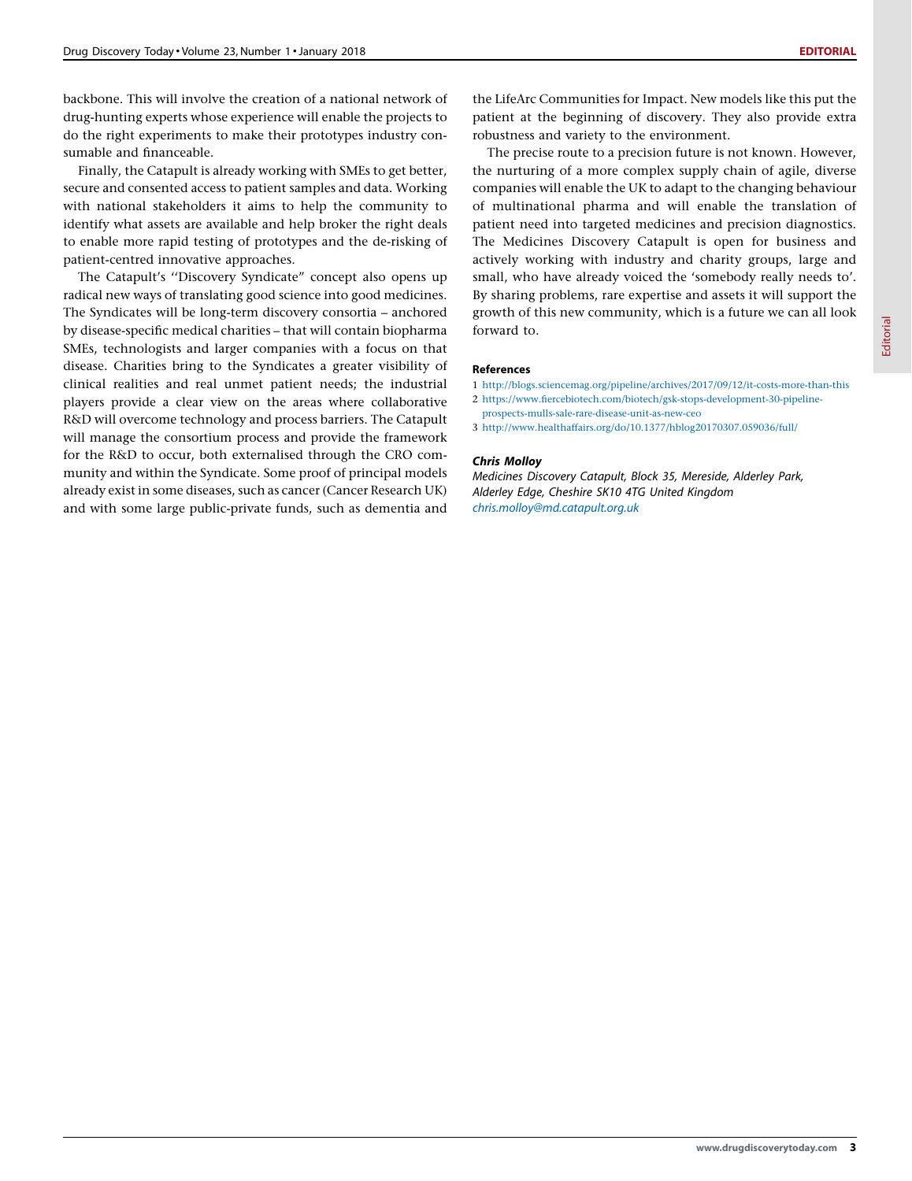backbone. This will involve the creation of a national network of drug-hunting experts whose experience will enable the projects to do the right experiments to make their prototypes industry consumable and financeable.

Finally, the Catapult is already working with SMEs to get better, secure and consented access to patient samples and data. Working with national stakeholders it aims to help the community to identify what assets are available and help broker the right deals to enable more rapid testing of prototypes and the de-risking of patient-centred innovative approaches.

The Catapult's ''Discovery Syndicate'' concept also opens up radical new ways of translating good science into good medicines. The Syndicates will be long-term discovery consortia – anchored by disease-specific medical charities – that will contain biopharma SMEs, technologists and larger companies with a focus on that disease. Charities bring to the Syndicates a greater visibility of clinical realities and real unmet patient needs; the industrial players provide a clear view on the areas where collaborative R&D will overcome technology and process barriers. The Catapult will manage the consortium process and provide the framework for the R&D to occur, both externalised through the CRO community and within the Syndicate. Some proof of principal models already exist in some diseases, such as cancer (Cancer Research UK) and with some large public-private funds, such as dementia and the LifeArc Communities for Impact. New models like this put the patient at the beginning of discovery. They also provide extra robustness and variety to the environment.

The precise route to a precision future is not known. However, the nurturing of a more complex supply chain of agile, diverse companies will enable the UK to adapt to the changing behaviour of multinational pharma and will enable the translation of patient need into targeted medicines and precision diagnostics. The Medicines Discovery Catapult is open for business and actively working with industry and charity groups, large and small, who have already voiced the 'somebody really needs to'. By sharing problems, rare expertise and assets it will support the growth of this new community, which is a future we can all look forward to.

## References

1 http://blogs.sciencemag.org/pipeline/archives/2017/09/12/it-costs-more-than-this
2 https://www.fiercebiotech.com/biotech/gsk-stops-development-30-pipeline-prospects-mulls-sale-rare-disease-unit-as-new-ceo
3 http://www.healthaffairs.org/do/10.1377/hblog20170307.059036/full/

***Chris Molloy***
*Medicines Discovery Catapult, Block 35, Mereside, Alderley Park, Alderley Edge, Cheshire SK10 4TG United Kingdom*
*chris.molloy@md.catapult.org.uk*